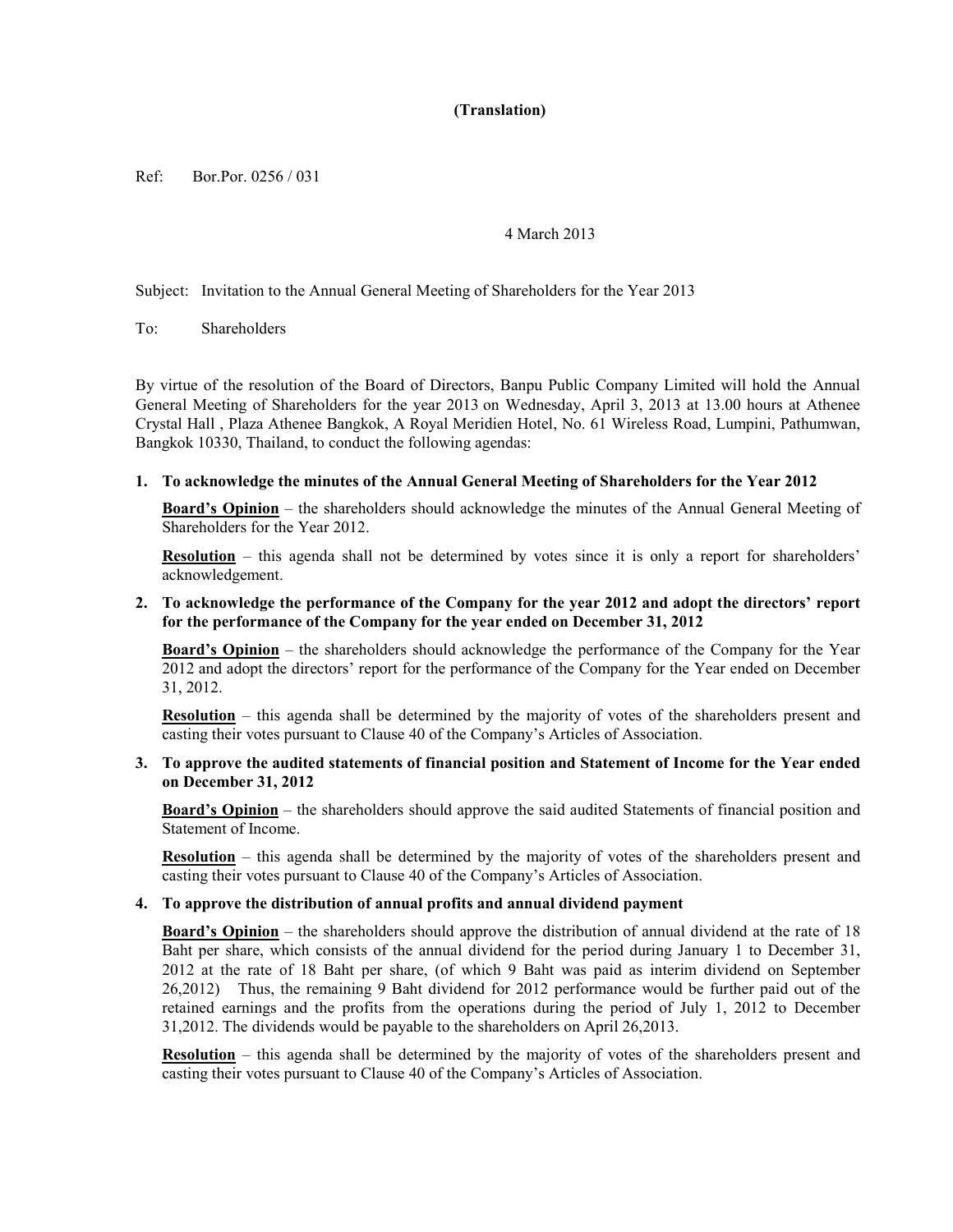**(Translation)**

Ref: Bor.Por. 0256 / 031

4 March 2013

Subject: Invitation to the Annual General Meeting of Shareholders for the Year 2013

To: Shareholders

By virtue of the resolution of the Board of Directors, Banpu Public Company Limited will hold the Annual General Meeting of Shareholders for the year 2013 on Wednesday, April 3, 2013 at 13.00 hours at Athenee Crystal Hall , Plaza Athenee Bangkok, A Royal Meridien Hotel, No. 61 Wireless Road, Lumpini, Pathumwan, Bangkok 10330, Thailand, to conduct the following agendas:

1. **To acknowledge the minutes of the Annual General Meeting of Shareholders for the Year 2012**

   **Board's Opinion** – the shareholders should acknowledge the minutes of the Annual General Meeting of Shareholders for the Year 2012.

   **Resolution** – this agenda shall not be determined by votes since it is only a report for shareholders' acknowledgement.

2. **To acknowledge the performance of the Company for the year 2012 and adopt the directors' report for the performance of the Company for the year ended on December 31, 2012**

   **Board's Opinion** – the shareholders should acknowledge the performance of the Company for the Year 2012 and adopt the directors' report for the performance of the Company for the Year ended on December 31, 2012.

   **Resolution** – this agenda shall be determined by the majority of votes of the shareholders present and casting their votes pursuant to Clause 40 of the Company's Articles of Association.

3. **To approve the audited statements of financial position and Statement of Income for the Year ended on December 31, 2012**

   **Board's Opinion** – the shareholders should approve the said audited Statements of financial position and Statement of Income.

   **Resolution** – this agenda shall be determined by the majority of votes of the shareholders present and casting their votes pursuant to Clause 40 of the Company's Articles of Association.

4. **To approve the distribution of annual profits and annual dividend payment**

   **Board's Opinion** – the shareholders should approve the distribution of annual dividend at the rate of 18 Baht per share, which consists of the annual dividend for the period during January 1 to December 31, 2012 at the rate of 18 Baht per share, (of which 9 Baht was paid as interim dividend on September 26,2012) Thus, the remaining 9 Baht dividend for 2012 performance would be further paid out of the retained earnings and the profits from the operations during the period of July 1, 2012 to December 31,2012. The dividends would be payable to the shareholders on April 26,2013.

   **Resolution** – this agenda shall be determined by the majority of votes of the shareholders present and casting their votes pursuant to Clause 40 of the Company's Articles of Association.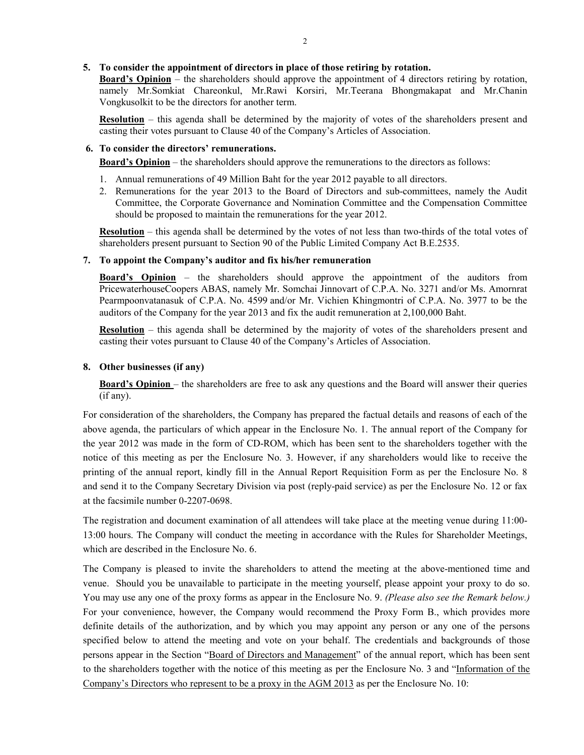**5. To consider the appointment of directors in place of those retiring by rotation.**

**Board's Opinion** – the shareholders should approve the appointment of 4 directors retiring by rotation, namely Mr.Somkiat Chareonkul, Mr.Rawi Korsiri, Mr.Teerana Bhongmakapat and Mr.Chanin Vongkusolkit to be the directors for another term.

**Resolution** – this agenda shall be determined by the majority of votes of the shareholders present and casting their votes pursuant to Clause 40 of the Company's Articles of Association.

**6. To consider the directors' remunerations.**

**Board's Opinion** – the shareholders should approve the remunerations to the directors as follows:

1. Annual remunerations of 49 Million Baht for the year 2012 payable to all directors.
2. Remunerations for the year 2013 to the Board of Directors and sub-committees, namely the Audit Committee, the Corporate Governance and Nomination Committee and the Compensation Committee should be proposed to maintain the remunerations for the year 2012.

**Resolution** – this agenda shall be determined by the votes of not less than two-thirds of the total votes of shareholders present pursuant to Section 90 of the Public Limited Company Act B.E.2535.

**7. To appoint the Company's auditor and fix his/her remuneration**

**Board's Opinion** – the shareholders should approve the appointment of the auditors from PricewaterhouseCoopers ABAS, namely Mr. Somchai Jinnovart of C.P.A. No. 3271 and/or Ms. Amornrat Pearmpoonvatanasuk of C.P.A. No. 4599 and/or Mr. Vichien Khingmontri of C.P.A. No. 3977 to be the auditors of the Company for the year 2013 and fix the audit remuneration at 2,100,000 Baht.

**Resolution** – this agenda shall be determined by the majority of votes of the shareholders present and casting their votes pursuant to Clause 40 of the Company's Articles of Association.

**8. Other businesses (if any)**

**Board's Opinion** – the shareholders are free to ask any questions and the Board will answer their queries (if any).

For consideration of the shareholders, the Company has prepared the factual details and reasons of each of the above agenda, the particulars of which appear in the Enclosure No. 1. The annual report of the Company for the year 2012 was made in the form of CD-ROM, which has been sent to the shareholders together with the notice of this meeting as per the Enclosure No. 3. However, if any shareholders would like to receive the printing of the annual report, kindly fill in the Annual Report Requisition Form as per the Enclosure No. 8 and send it to the Company Secretary Division via post (reply-paid service) as per the Enclosure No. 12 or fax at the facsimile number 0-2207-0698.

The registration and document examination of all attendees will take place at the meeting venue during 11:00-13:00 hours. The Company will conduct the meeting in accordance with the Rules for Shareholder Meetings, which are described in the Enclosure No. 6.

The Company is pleased to invite the shareholders to attend the meeting at the above-mentioned time and venue. Should you be unavailable to participate in the meeting yourself, please appoint your proxy to do so. You may use any one of the proxy forms as appear in the Enclosure No. 9. *(Please also see the Remark below.)* For your convenience, however, the Company would recommend the Proxy Form B., which provides more definite details of the authorization, and by which you may appoint any person or any one of the persons specified below to attend the meeting and vote on your behalf. The credentials and backgrounds of those persons appear in the Section "Board of Directors and Management" of the annual report, which has been sent to the shareholders together with the notice of this meeting as per the Enclosure No. 3 and "Information of the Company's Directors who represent to be a proxy in the AGM 2013 as per the Enclosure No. 10: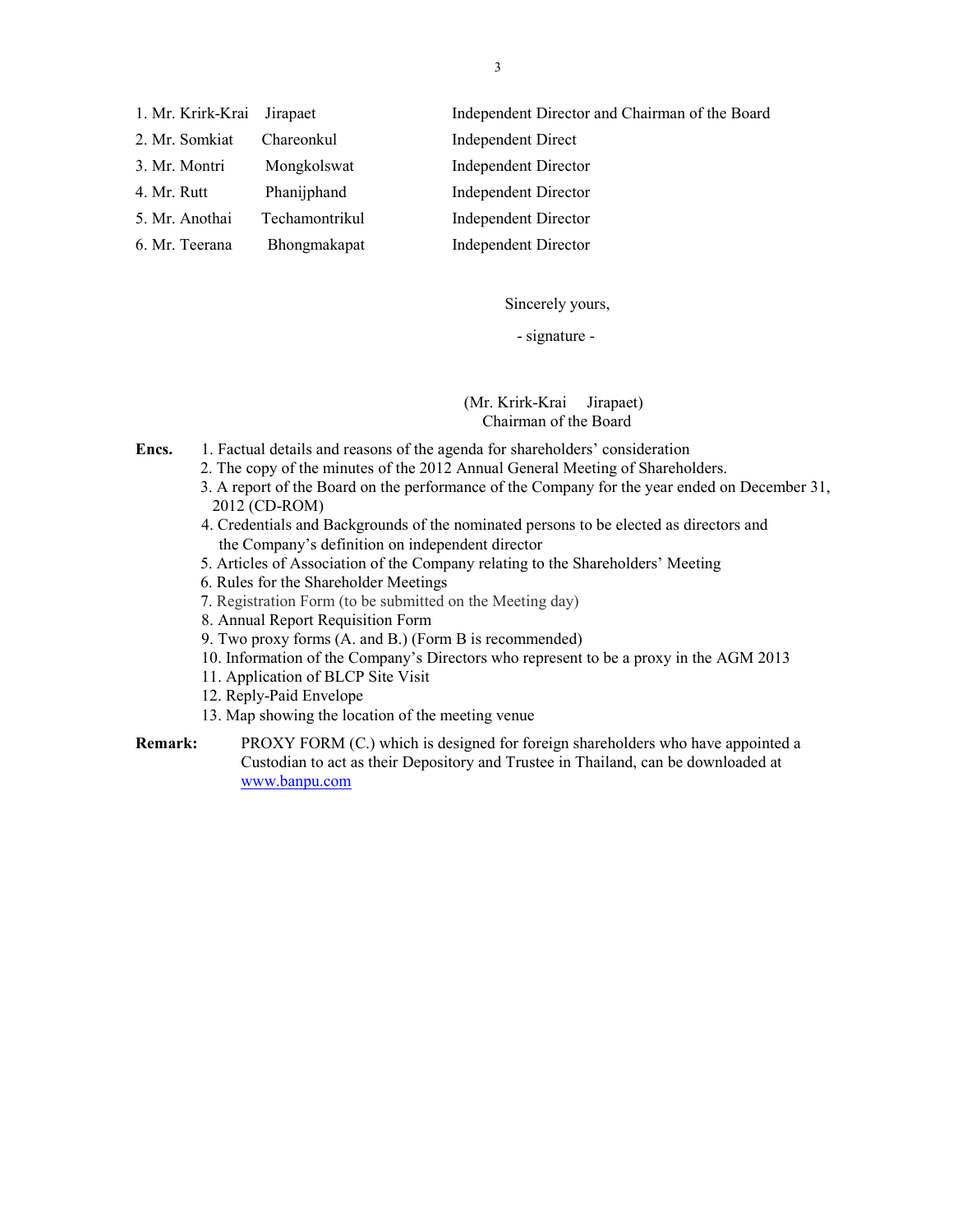| | | |
|---|---|---|
| 1. Mr. Krirk-Krai | Jirapaet | Independent Director and Chairman of the Board |
| 2. Mr. Somkiat | Chareonkul | Independent Direct |
| 3. Mr. Montri | Mongkolswat | Independent Director |
| 4. Mr. Rutt | Phanijphand | Independent Director |
| 5. Mr. Anothai | Techamontrikul | Independent Director |
| 6. Mr. Teerana | Bhongmakapat | Independent Director |

Sincerely yours,

- signature -

(Mr. Krirk-Krai Jirapaet)
Chairman of the Board

**Encs.**
1. Factual details and reasons of the agenda for shareholders' consideration
2. The copy of the minutes of the 2012 Annual General Meeting of Shareholders.
3. A report of the Board on the performance of the Company for the year ended on December 31, 2012 (CD-ROM)
4. Credentials and Backgrounds of the nominated persons to be elected as directors and the Company's definition on independent director
5. Articles of Association of the Company relating to the Shareholders' Meeting
6. Rules for the Shareholder Meetings
7. Registration Form (to be submitted on the Meeting day)
8. Annual Report Requisition Form
9. Two proxy forms (A. and B.) (Form B is recommended)
10. Information of the Company's Directors who represent to be a proxy in the AGM 2013
11. Application of BLCP Site Visit
12. Reply-Paid Envelope
13. Map showing the location of the meeting venue

**Remark:** PROXY FORM (C.) which is designed for foreign shareholders who have appointed a Custodian to act as their Depository and Trustee in Thailand, can be downloaded at www.banpu.com